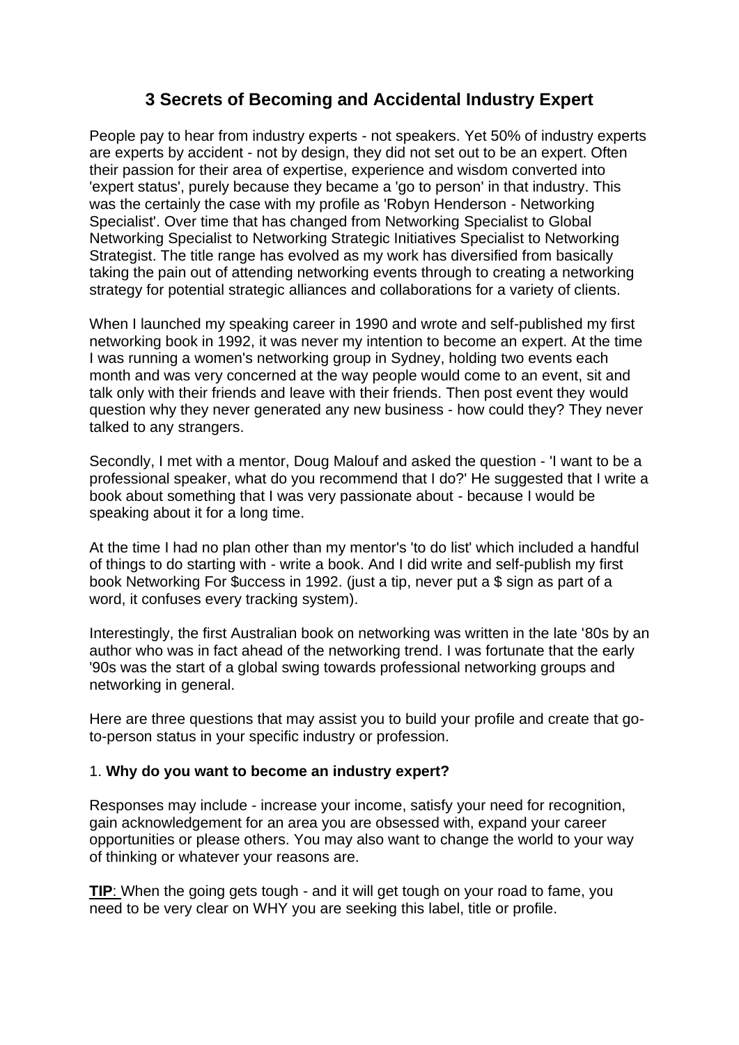# 3 Secrets of Becoming and Accidental Industry Expert

People pay to hear from industry experts - not speakers. Yet 50% of industry experts are experts by accident - not by design, they did not set out to be an expert. Often their passion for their area of expertise, experience and wisdom converted into 'expert status', purely because they became a 'go to person' in that industry. This was the certainly the case with my profile as 'Robyn Henderson - Networking Specialist'. Over time that has changed from Networking Specialist to Global Networking Specialist to Networking Strategic Initiatives Specialist to Networking Strategist. The title range has evolved as my work has diversified from basically taking the pain out of attending networking events through to creating a networking strategy for potential strategic alliances and collaborations for a variety of clients.

When I launched my speaking career in 1990 and wrote and self-published my first networking book in 1992, it was never my intention to become an expert. At the time I was running a women's networking group in Sydney, holding two events each month and was very concerned at the way people would come to an event, sit and talk only with their friends and leave with their friends. Then post event they would question why they never generated any new business - how could they? They never talked to any strangers.

Secondly, I met with a mentor, Doug Malouf and asked the question - 'I want to be a professional speaker, what do you recommend that I do?' He suggested that I write a book about something that I was very passionate about - because I would be speaking about it for a long time.

At the time I had no plan other than my mentor's 'to do list' which included a handful of things to do starting with - write a book. And I did write and self-publish my first book Networking For $uccess in 1992. (just a tip, never put a $ sign as part of a word, it confuses every tracking system).

Interestingly, the first Australian book on networking was written in the late '80s by an author who was in fact ahead of the networking trend. I was fortunate that the early '90s was the start of a global swing towards professional networking groups and networking in general.

Here are three questions that may assist you to build your profile and create that go-to-person status in your specific industry or profession.

1. **Why do you want to become an industry expert?**

Responses may include - increase your income, satisfy your need for recognition, gain acknowledgement for an area you are obsessed with, expand your career opportunities or please others. You may also want to change the world to your way of thinking or whatever your reasons are.

**TIP**: When the going gets tough - and it will get tough on your road to fame, you need to be very clear on WHY you are seeking this label, title or profile.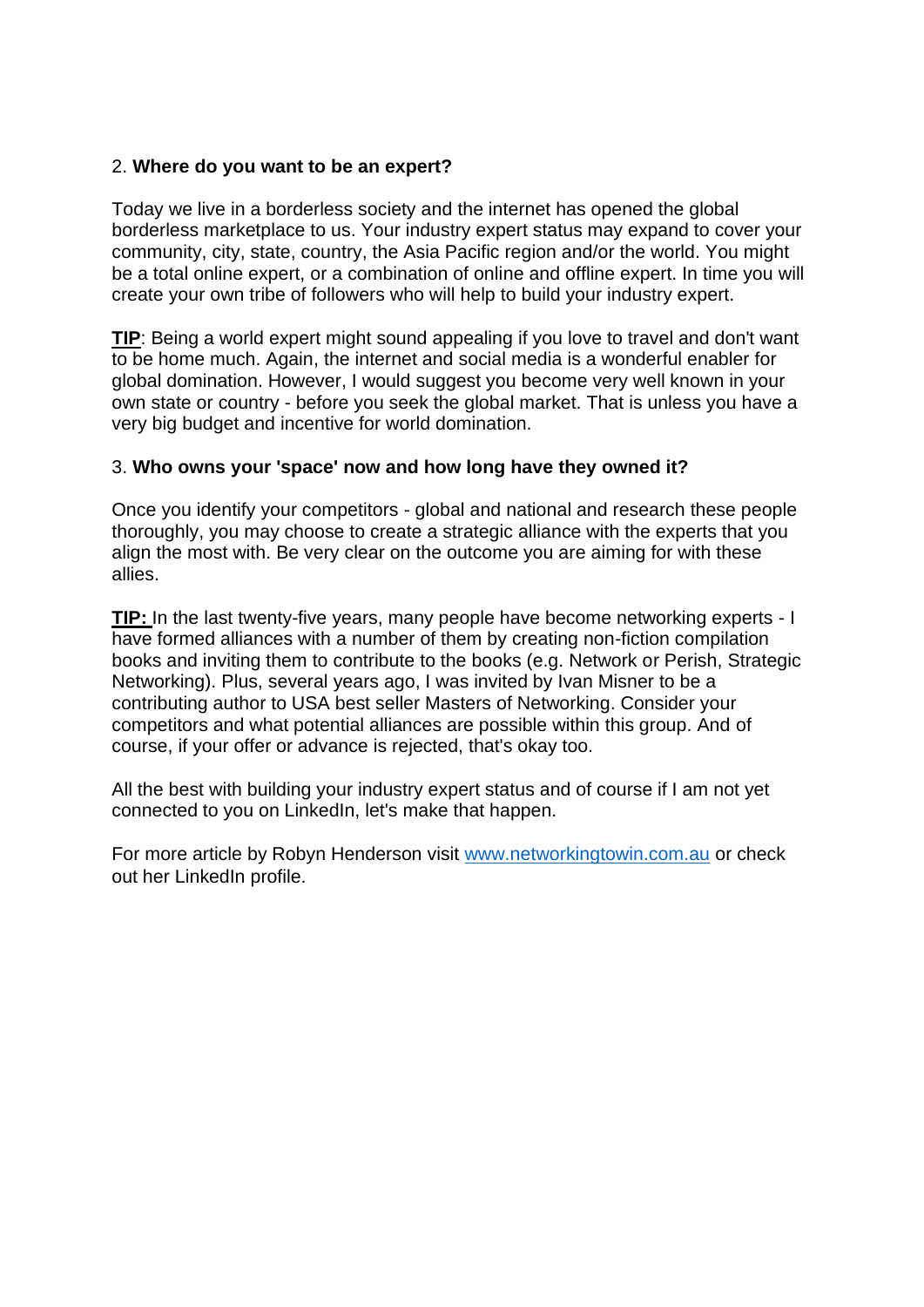2. **Where do you want to be an expert?**

Today we live in a borderless society and the internet has opened the global borderless marketplace to us. Your industry expert status may expand to cover your community, city, state, country, the Asia Pacific region and/or the world. You might be a total online expert, or a combination of online and offline expert. In time you will create your own tribe of followers who will help to build your industry expert.

**TIP**: Being a world expert might sound appealing if you love to travel and don't want to be home much. Again, the internet and social media is a wonderful enabler for global domination. However, I would suggest you become very well known in your own state or country - before you seek the global market. That is unless you have a very big budget and incentive for world domination.

3. **Who owns your 'space' now and how long have they owned it?**

Once you identify your competitors - global and national and research these people thoroughly, you may choose to create a strategic alliance with the experts that you align the most with. Be very clear on the outcome you are aiming for with these allies.

**TIP:** In the last twenty-five years, many people have become networking experts - I have formed alliances with a number of them by creating non-fiction compilation books and inviting them to contribute to the books (e.g. Network or Perish, Strategic Networking). Plus, several years ago, I was invited by Ivan Misner to be a contributing author to USA best seller Masters of Networking. Consider your competitors and what potential alliances are possible within this group. And of course, if your offer or advance is rejected, that's okay too.

All the best with building your industry expert status and of course if I am not yet connected to you on LinkedIn, let's make that happen.

For more article by Robyn Henderson visit [www.networkingtowin.com.au](http://www.networkingtowin.com.au) or check out her LinkedIn profile.